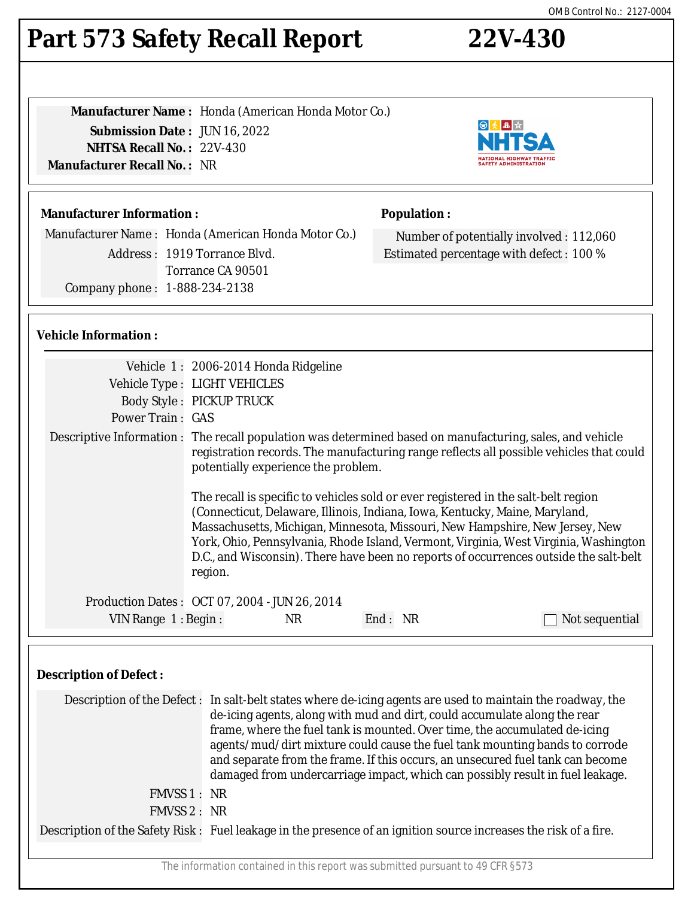OMB Control No.: 2127-0004

# Part 573 Safety Recall Report 22V-430

**Manufacturer Name :** Honda (American Honda Motor Co.)
**Submission Date :** JUN 16, 2022
**NHTSA Recall No. :** 22V-430
**Manufacturer Recall No. :** NR

## Manufacturer Information :

Manufacturer Name : Honda (American Honda Motor Co.)
Address : 1919 Torrance Blvd.
Torrance CA 90501
Company phone : 1-888-234-2138

## Population :

Number of potentially involved : 112,060
Estimated percentage with defect : 100 %

## Vehicle Information :

Vehicle 1 : 2006-2014 Honda Ridgeline
Vehicle Type : LIGHT VEHICLES
Body Style : PICKUP TRUCK
Power Train : GAS
Descriptive Information : The recall population was determined based on manufacturing, sales, and vehicle registration records. The manufacturing range reflects all possible vehicles that could potentially experience the problem.

The recall is specific to vehicles sold or ever registered in the salt-belt region (Connecticut, Delaware, Illinois, Indiana, Iowa, Kentucky, Maine, Maryland, Massachusetts, Michigan, Minnesota, Missouri, New Hampshire, New Jersey, New York, Ohio, Pennsylvania, Rhode Island, Vermont, Virginia, West Virginia, Washington D.C., and Wisconsin). There have been no reports of occurrences outside the salt-belt region.

Production Dates : OCT 07, 2004 - JUN 26, 2014
VIN Range 1 : Begin : NR End : NR ☐ Not sequential

## Description of Defect :

Description of the Defect : In salt-belt states where de-icing agents are used to maintain the roadway, the de-icing agents, along with mud and dirt, could accumulate along the rear frame, where the fuel tank is mounted. Over time, the accumulated de-icing agents/mud/dirt mixture could cause the fuel tank mounting bands to corrode and separate from the frame. If this occurs, an unsecured fuel tank can become damaged from undercarriage impact, which can possibly result in fuel leakage.

FMVSS 1 : NR
FMVSS 2 : NR
Description of the Safety Risk : Fuel leakage in the presence of an ignition source increases the risk of a fire.

The information contained in this report was submitted pursuant to 49 CFR §573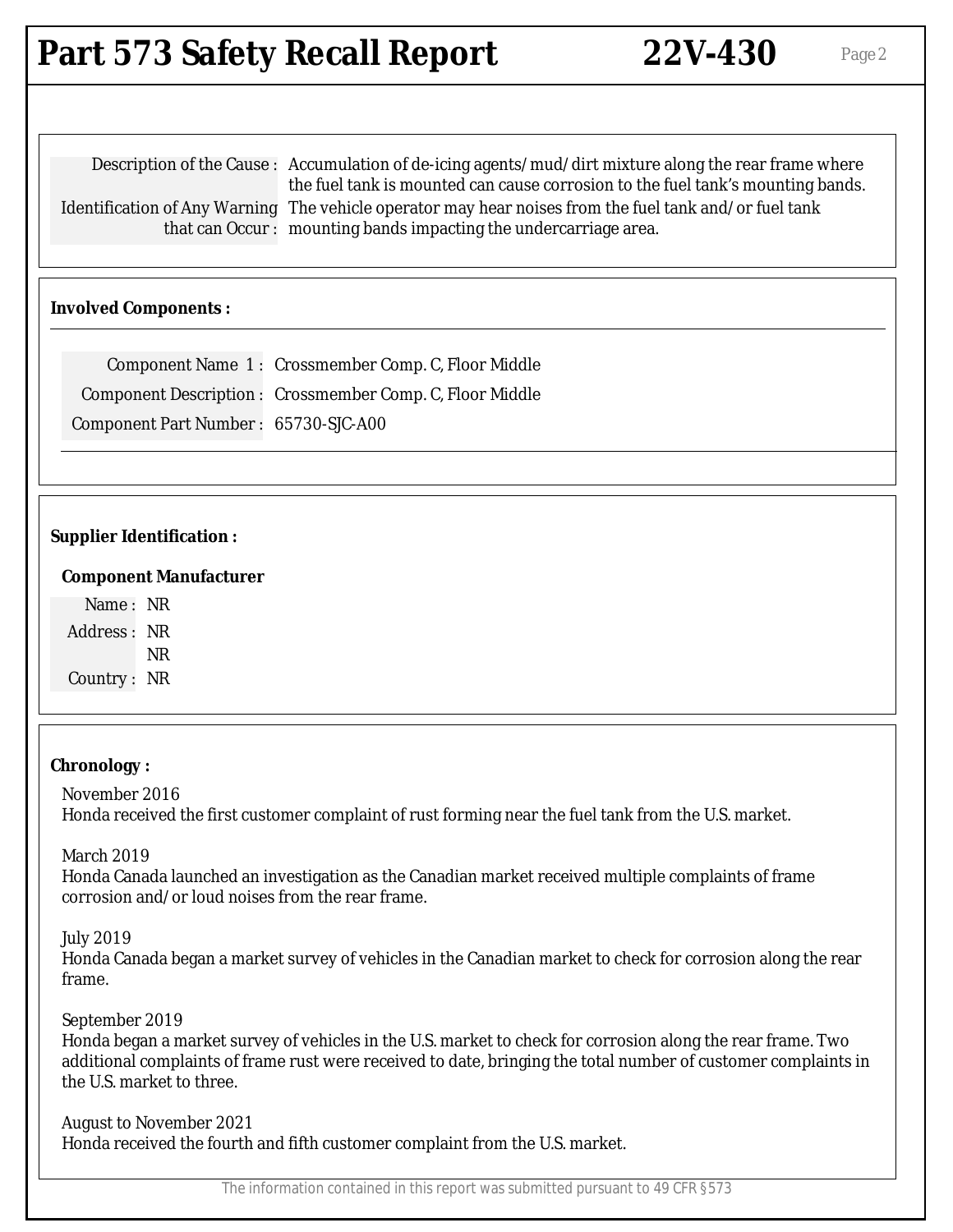Description of the Cause : Accumulation of de-icing agents/mud/dirt mixture along the rear frame where the fuel tank is mounted can cause corrosion to the fuel tank's mounting bands.

Identification of Any Warning that can Occur : The vehicle operator may hear noises from the fuel tank and/or fuel tank mounting bands impacting the undercarriage area.

**Involved Components :**

Component Name 1 : Crossmember Comp. C, Floor Middle

Component Description : Crossmember Comp. C, Floor Middle

Component Part Number : 65730-SJC-A00

**Supplier Identification :**

**Component Manufacturer**

Name : NR

Address : NR
NR

Country : NR

**Chronology :**

November 2016
Honda received the first customer complaint of rust forming near the fuel tank from the U.S. market.

March 2019
Honda Canada launched an investigation as the Canadian market received multiple complaints of frame corrosion and/or loud noises from the rear frame.

July 2019
Honda Canada began a market survey of vehicles in the Canadian market to check for corrosion along the rear frame.

September 2019
Honda began a market survey of vehicles in the U.S. market to check for corrosion along the rear frame. Two additional complaints of frame rust were received to date, bringing the total number of customer complaints in the U.S. market to three.

August to November 2021
Honda received the fourth and fifth customer complaint from the U.S. market.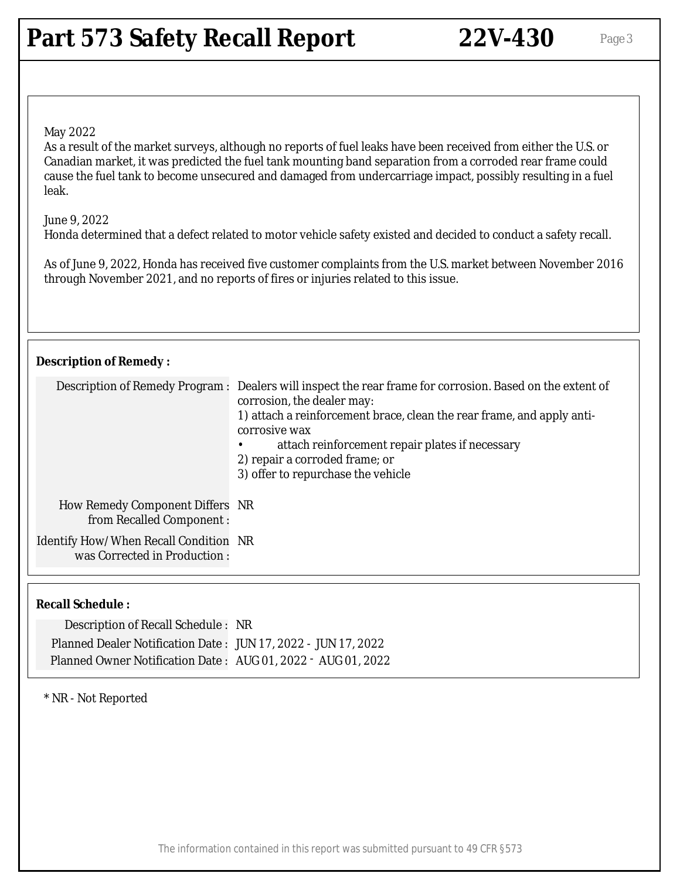May 2022
As a result of the market surveys, although no reports of fuel leaks have been received from either the U.S. or Canadian market, it was predicted the fuel tank mounting band separation from a corroded rear frame could cause the fuel tank to become unsecured and damaged from undercarriage impact, possibly resulting in a fuel leak.

June 9, 2022
Honda determined that a defect related to motor vehicle safety existed and decided to conduct a safety recall.

As of June 9, 2022, Honda has received five customer complaints from the U.S. market between November 2016 through November 2021, and no reports of fires or injuries related to this issue.

**Description of Remedy :**

| | |
|---|---|
| Description of Remedy Program : | Dealers will inspect the rear frame for corrosion. Based on the extent of corrosion, the dealer may:<br>1) attach a reinforcement brace, clean the rear frame, and apply anti-corrosive wax<br>• attach reinforcement repair plates if necessary<br>2) repair a corroded frame; or<br>3) offer to repurchase the vehicle |
| How Remedy Component Differs from Recalled Component : | NR |
| Identify How/When Recall Condition was Corrected in Production : | NR |

**Recall Schedule :**

| | |
|---|---|
| Description of Recall Schedule : | NR |
| Planned Dealer Notification Date : | JUN 17, 2022 - JUN 17, 2022 |
| Planned Owner Notification Date : | AUG 01, 2022 - AUG 01, 2022 |

* NR - Not Reported